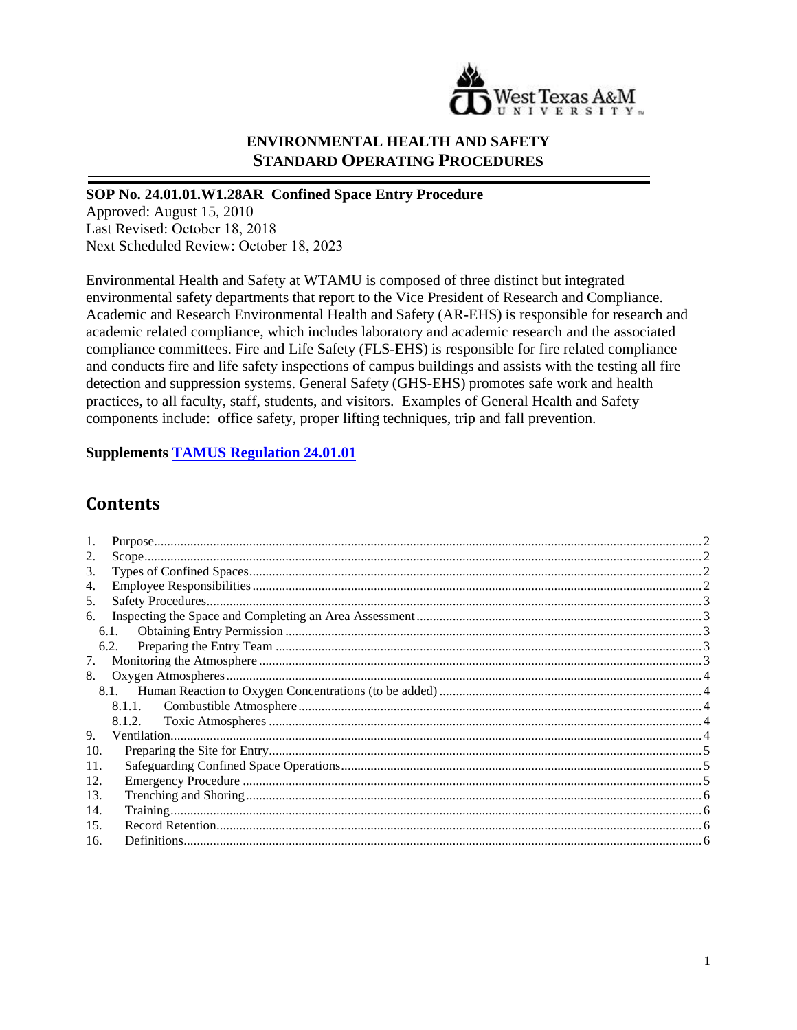## ENVIRONMENTAL HEALTH AND SAFETY
## STANDARD OPERATING PROCEDURES

**SOP No. 24.01.01.W1.28AR Confined Space Entry Procedure**
Approved: August 15, 2010
Last Revised: October 18, 2018
Next Scheduled Review: October 18, 2023

Environmental Health and Safety at WTAMU is composed of three distinct but integrated environmental safety departments that report to the Vice President of Research and Compliance. Academic and Research Environmental Health and Safety (AR-EHS) is responsible for research and academic related compliance, which includes laboratory and academic research and the associated compliance committees. Fire and Life Safety (FLS-EHS) is responsible for fire related compliance and conducts fire and life safety inspections of campus buildings and assists with the testing all fire detection and suppression systems. General Safety (GHS-EHS) promotes safe work and health practices, to all faculty, staff, students, and visitors. Examples of General Health and Safety components include: office safety, proper lifting techniques, trip and fall prevention.

**Supplements [TAMUS Regulation 24.01.01]**

## Contents

1. Purpose....2
2. Scope....2
3. Types of Confined Spaces....2
4. Employee Responsibilities....2
5. Safety Procedures....3
6. Inspecting the Space and Completing an Area Assessment....3
   - 6.1. Obtaining Entry Permission....3
   - 6.2. Preparing the Entry Team....3
7. Monitoring the Atmosphere....3
8. Oxygen Atmospheres....4
   - 8.1. Human Reaction to Oxygen Concentrations (to be added)....4
     - 8.1.1. Combustible Atmosphere....4
     - 8.1.2. Toxic Atmospheres....4
9. Ventilation....4
10. Preparing the Site for Entry....5
11. Safeguarding Confined Space Operations....5
12. Emergency Procedure....5
13. Trenching and Shoring....6
14. Training....6
15. Record Retention....6
16. Definitions....6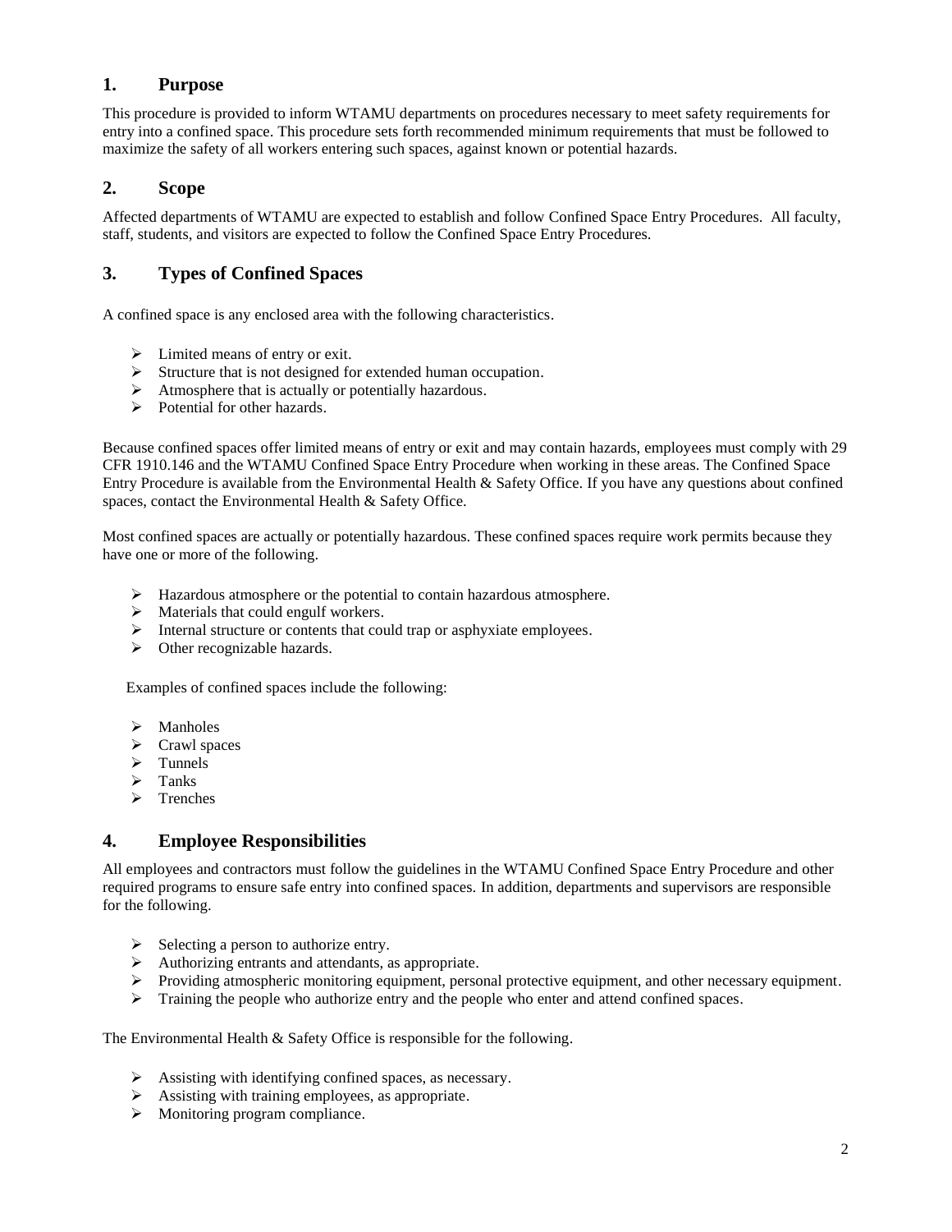## 1. Purpose

This procedure is provided to inform WTAMU departments on procedures necessary to meet safety requirements for entry into a confined space. This procedure sets forth recommended minimum requirements that must be followed to maximize the safety of all workers entering such spaces, against known or potential hazards.

## 2. Scope

Affected departments of WTAMU are expected to establish and follow Confined Space Entry Procedures. All faculty, staff, students, and visitors are expected to follow the Confined Space Entry Procedures.

## 3. Types of Confined Spaces

A confined space is any enclosed area with the following characteristics.

- Limited means of entry or exit.
- Structure that is not designed for extended human occupation.
- Atmosphere that is actually or potentially hazardous.
- Potential for other hazards.

Because confined spaces offer limited means of entry or exit and may contain hazards, employees must comply with 29 CFR 1910.146 and the WTAMU Confined Space Entry Procedure when working in these areas. The Confined Space Entry Procedure is available from the Environmental Health & Safety Office. If you have any questions about confined spaces, contact the Environmental Health & Safety Office.

Most confined spaces are actually or potentially hazardous. These confined spaces require work permits because they have one or more of the following.

- Hazardous atmosphere or the potential to contain hazardous atmosphere.
- Materials that could engulf workers.
- Internal structure or contents that could trap or asphyxiate employees.
- Other recognizable hazards.

Examples of confined spaces include the following:

- Manholes
- Crawl spaces
- Tunnels
- Tanks
- Trenches

## 4. Employee Responsibilities

All employees and contractors must follow the guidelines in the WTAMU Confined Space Entry Procedure and other required programs to ensure safe entry into confined spaces. In addition, departments and supervisors are responsible for the following.

- Selecting a person to authorize entry.
- Authorizing entrants and attendants, as appropriate.
- Providing atmospheric monitoring equipment, personal protective equipment, and other necessary equipment.
- Training the people who authorize entry and the people who enter and attend confined spaces.

The Environmental Health & Safety Office is responsible for the following.

- Assisting with identifying confined spaces, as necessary.
- Assisting with training employees, as appropriate.
- Monitoring program compliance.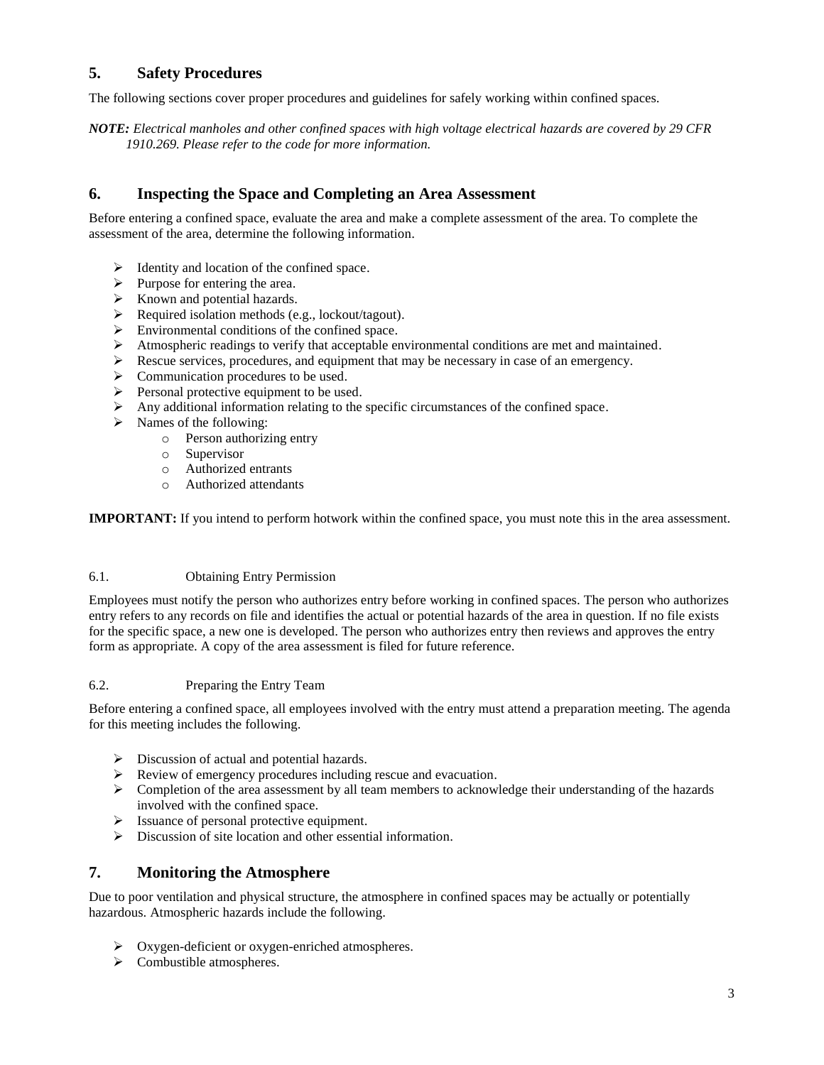## 5. Safety Procedures

The following sections cover proper procedures and guidelines for safely working within confined spaces.

***NOTE:*** *Electrical manholes and other confined spaces with high voltage electrical hazards are covered by 29 CFR 1910.269. Please refer to the code for more information.*

## 6. Inspecting the Space and Completing an Area Assessment

Before entering a confined space, evaluate the area and make a complete assessment of the area. To complete the assessment of the area, determine the following information.

- Identity and location of the confined space.
- Purpose for entering the area.
- Known and potential hazards.
- Required isolation methods (e.g., lockout/tagout).
- Environmental conditions of the confined space.
- Atmospheric readings to verify that acceptable environmental conditions are met and maintained.
- Rescue services, procedures, and equipment that may be necessary in case of an emergency.
- Communication procedures to be used.
- Personal protective equipment to be used.
- Any additional information relating to the specific circumstances of the confined space.
- Names of the following:
  - Person authorizing entry
  - Supervisor
  - Authorized entrants
  - Authorized attendants

**IMPORTANT:** If you intend to perform hotwork within the confined space, you must note this in the area assessment.

### 6.1. Obtaining Entry Permission

Employees must notify the person who authorizes entry before working in confined spaces. The person who authorizes entry refers to any records on file and identifies the actual or potential hazards of the area in question. If no file exists for the specific space, a new one is developed. The person who authorizes entry then reviews and approves the entry form as appropriate. A copy of the area assessment is filed for future reference.

### 6.2. Preparing the Entry Team

Before entering a confined space, all employees involved with the entry must attend a preparation meeting. The agenda for this meeting includes the following.

- Discussion of actual and potential hazards.
- Review of emergency procedures including rescue and evacuation.
- Completion of the area assessment by all team members to acknowledge their understanding of the hazards involved with the confined space.
- Issuance of personal protective equipment.
- Discussion of site location and other essential information.

## 7. Monitoring the Atmosphere

Due to poor ventilation and physical structure, the atmosphere in confined spaces may be actually or potentially hazardous. Atmospheric hazards include the following.

- Oxygen-deficient or oxygen-enriched atmospheres.
- Combustible atmospheres.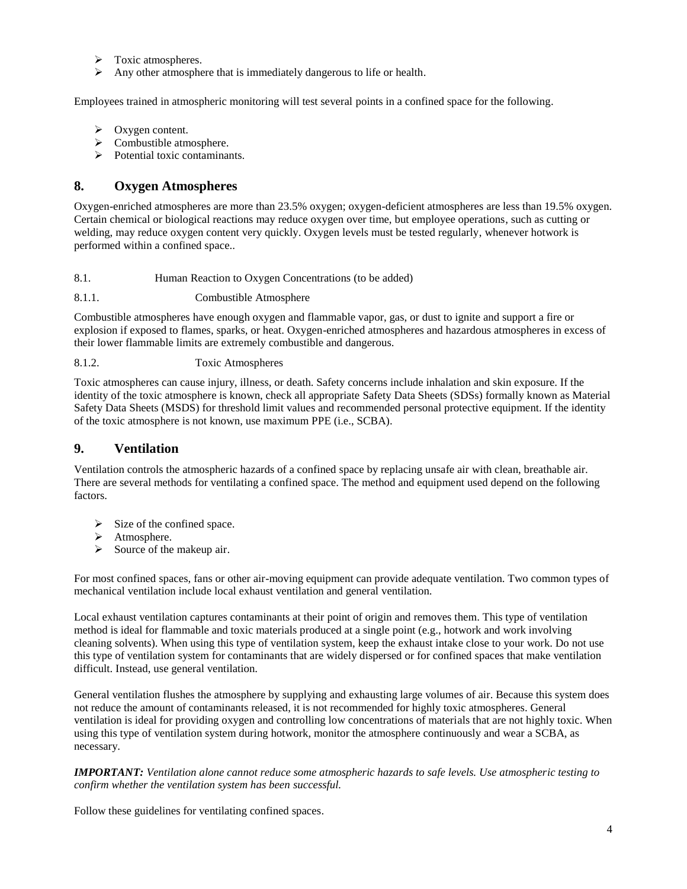- Toxic atmospheres.
- Any other atmosphere that is immediately dangerous to life or health.

Employees trained in atmospheric monitoring will test several points in a confined space for the following.

- Oxygen content.
- Combustible atmosphere.
- Potential toxic contaminants.

## 8. Oxygen Atmospheres

Oxygen-enriched atmospheres are more than 23.5% oxygen; oxygen-deficient atmospheres are less than 19.5% oxygen. Certain chemical or biological reactions may reduce oxygen over time, but employee operations, such as cutting or welding, may reduce oxygen content very quickly. Oxygen levels must be tested regularly, whenever hotwork is performed within a confined space..

8.1. Human Reaction to Oxygen Concentrations (to be added)

8.1.1. Combustible Atmosphere

Combustible atmospheres have enough oxygen and flammable vapor, gas, or dust to ignite and support a fire or explosion if exposed to flames, sparks, or heat. Oxygen-enriched atmospheres and hazardous atmospheres in excess of their lower flammable limits are extremely combustible and dangerous.

8.1.2. Toxic Atmospheres

Toxic atmospheres can cause injury, illness, or death. Safety concerns include inhalation and skin exposure. If the identity of the toxic atmosphere is known, check all appropriate Safety Data Sheets (SDSs) formally known as Material Safety Data Sheets (MSDS) for threshold limit values and recommended personal protective equipment. If the identity of the toxic atmosphere is not known, use maximum PPE (i.e., SCBA).

## 9. Ventilation

Ventilation controls the atmospheric hazards of a confined space by replacing unsafe air with clean, breathable air. There are several methods for ventilating a confined space. The method and equipment used depend on the following factors.

- Size of the confined space.
- Atmosphere.
- Source of the makeup air.

For most confined spaces, fans or other air-moving equipment can provide adequate ventilation. Two common types of mechanical ventilation include local exhaust ventilation and general ventilation.

Local exhaust ventilation captures contaminants at their point of origin and removes them. This type of ventilation method is ideal for flammable and toxic materials produced at a single point (e.g., hotwork and work involving cleaning solvents). When using this type of ventilation system, keep the exhaust intake close to your work. Do not use this type of ventilation system for contaminants that are widely dispersed or for confined spaces that make ventilation difficult. Instead, use general ventilation.

General ventilation flushes the atmosphere by supplying and exhausting large volumes of air. Because this system does not reduce the amount of contaminants released, it is not recommended for highly toxic atmospheres. General ventilation is ideal for providing oxygen and controlling low concentrations of materials that are not highly toxic. When using this type of ventilation system during hotwork, monitor the atmosphere continuously and wear a SCBA, as necessary.

***IMPORTANT:*** *Ventilation alone cannot reduce some atmospheric hazards to safe levels. Use atmospheric testing to confirm whether the ventilation system has been successful.*

Follow these guidelines for ventilating confined spaces.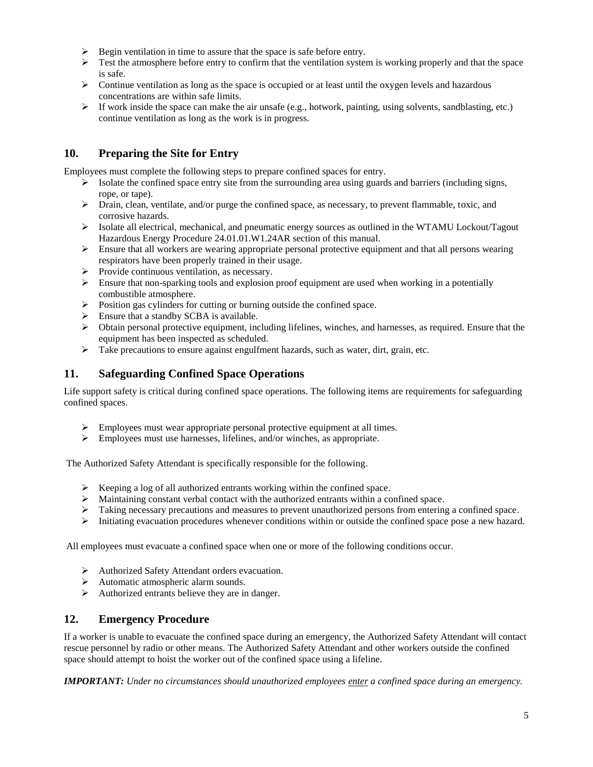- Begin ventilation in time to assure that the space is safe before entry.
- Test the atmosphere before entry to confirm that the ventilation system is working properly and that the space is safe.
- Continue ventilation as long as the space is occupied or at least until the oxygen levels and hazardous concentrations are within safe limits.
- If work inside the space can make the air unsafe (e.g., hotwork, painting, using solvents, sandblasting, etc.) continue ventilation as long as the work is in progress.

## 10. Preparing the Site for Entry

Employees must complete the following steps to prepare confined spaces for entry.

- Isolate the confined space entry site from the surrounding area using guards and barriers (including signs, rope, or tape).
- Drain, clean, ventilate, and/or purge the confined space, as necessary, to prevent flammable, toxic, and corrosive hazards.
- Isolate all electrical, mechanical, and pneumatic energy sources as outlined in the WTAMU Lockout/Tagout Hazardous Energy Procedure 24.01.01.W1.24AR section of this manual.
- Ensure that all workers are wearing appropriate personal protective equipment and that all persons wearing respirators have been properly trained in their usage.
- Provide continuous ventilation, as necessary.
- Ensure that non-sparking tools and explosion proof equipment are used when working in a potentially combustible atmosphere.
- Position gas cylinders for cutting or burning outside the confined space.
- Ensure that a standby SCBA is available.
- Obtain personal protective equipment, including lifelines, winches, and harnesses, as required. Ensure that the equipment has been inspected as scheduled.
- Take precautions to ensure against engulfment hazards, such as water, dirt, grain, etc.

## 11. Safeguarding Confined Space Operations

Life support safety is critical during confined space operations. The following items are requirements for safeguarding confined spaces.

- Employees must wear appropriate personal protective equipment at all times.
- Employees must use harnesses, lifelines, and/or winches, as appropriate.

The Authorized Safety Attendant is specifically responsible for the following.

- Keeping a log of all authorized entrants working within the confined space.
- Maintaining constant verbal contact with the authorized entrants within a confined space.
- Taking necessary precautions and measures to prevent unauthorized persons from entering a confined space.
- Initiating evacuation procedures whenever conditions within or outside the confined space pose a new hazard.

All employees must evacuate a confined space when one or more of the following conditions occur.

- Authorized Safety Attendant orders evacuation.
- Automatic atmospheric alarm sounds.
- Authorized entrants believe they are in danger.

## 12. Emergency Procedure

If a worker is unable to evacuate the confined space during an emergency, the Authorized Safety Attendant will contact rescue personnel by radio or other means. The Authorized Safety Attendant and other workers outside the confined space should attempt to hoist the worker out of the confined space using a lifeline.

***IMPORTANT:*** *Under no circumstances should unauthorized employees <u>enter</u> a confined space during an emergency.*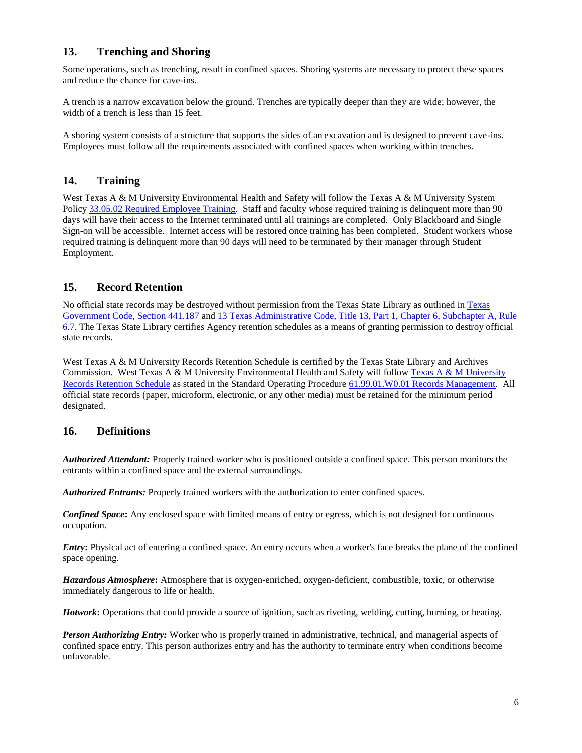## 13. Trenching and Shoring

Some operations, such as trenching, result in confined spaces. Shoring systems are necessary to protect these spaces and reduce the chance for cave-ins.

A trench is a narrow excavation below the ground. Trenches are typically deeper than they are wide; however, the width of a trench is less than 15 feet.

A shoring system consists of a structure that supports the sides of an excavation and is designed to prevent cave-ins. Employees must follow all the requirements associated with confined spaces when working within trenches.

## 14. Training

West Texas A & M University Environmental Health and Safety will follow the Texas A & M University System Policy 33.05.02 Required Employee Training. Staff and faculty whose required training is delinquent more than 90 days will have their access to the Internet terminated until all trainings are completed. Only Blackboard and Single Sign-on will be accessible. Internet access will be restored once training has been completed. Student workers whose required training is delinquent more than 90 days will need to be terminated by their manager through Student Employment.

## 15. Record Retention

No official state records may be destroyed without permission from the Texas State Library as outlined in Texas Government Code, Section 441.187 and 13 Texas Administrative Code, Title 13, Part 1, Chapter 6, Subchapter A, Rule 6.7. The Texas State Library certifies Agency retention schedules as a means of granting permission to destroy official state records.

West Texas A & M University Records Retention Schedule is certified by the Texas State Library and Archives Commission. West Texas A & M University Environmental Health and Safety will follow Texas A & M University Records Retention Schedule as stated in the Standard Operating Procedure 61.99.01.W0.01 Records Management. All official state records (paper, microform, electronic, or any other media) must be retained for the minimum period designated.

## 16. Definitions

***Authorized Attendant:*** Properly trained worker who is positioned outside a confined space. This person monitors the entrants within a confined space and the external surroundings.

***Authorized Entrants:*** Properly trained workers with the authorization to enter confined spaces.

***Confined Space*****:** Any enclosed space with limited means of entry or egress, which is not designed for continuous occupation.

***Entry*****:** Physical act of entering a confined space. An entry occurs when a worker's face breaks the plane of the confined space opening.

***Hazardous Atmosphere*****:** Atmosphere that is oxygen-enriched, oxygen-deficient, combustible, toxic, or otherwise immediately dangerous to life or health.

***Hotwork*****:** Operations that could provide a source of ignition, such as riveting, welding, cutting, burning, or heating.

***Person Authorizing Entry:*** Worker who is properly trained in administrative, technical, and managerial aspects of confined space entry. This person authorizes entry and has the authority to terminate entry when conditions become unfavorable.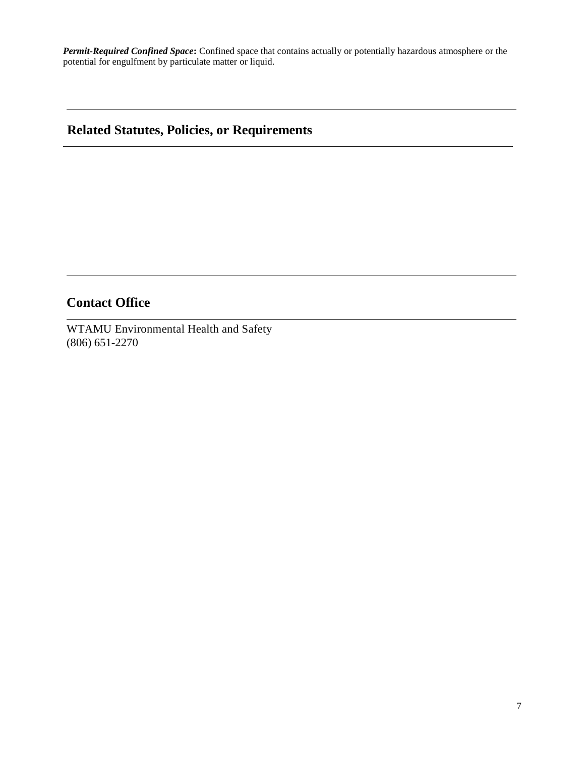***Permit-Required Confined Space*****:** Confined space that contains actually or potentially hazardous atmosphere or the potential for engulfment by particulate matter or liquid.

## Related Statutes, Policies, or Requirements

## Contact Office

WTAMU Environmental Health and Safety
(806) 651-2270